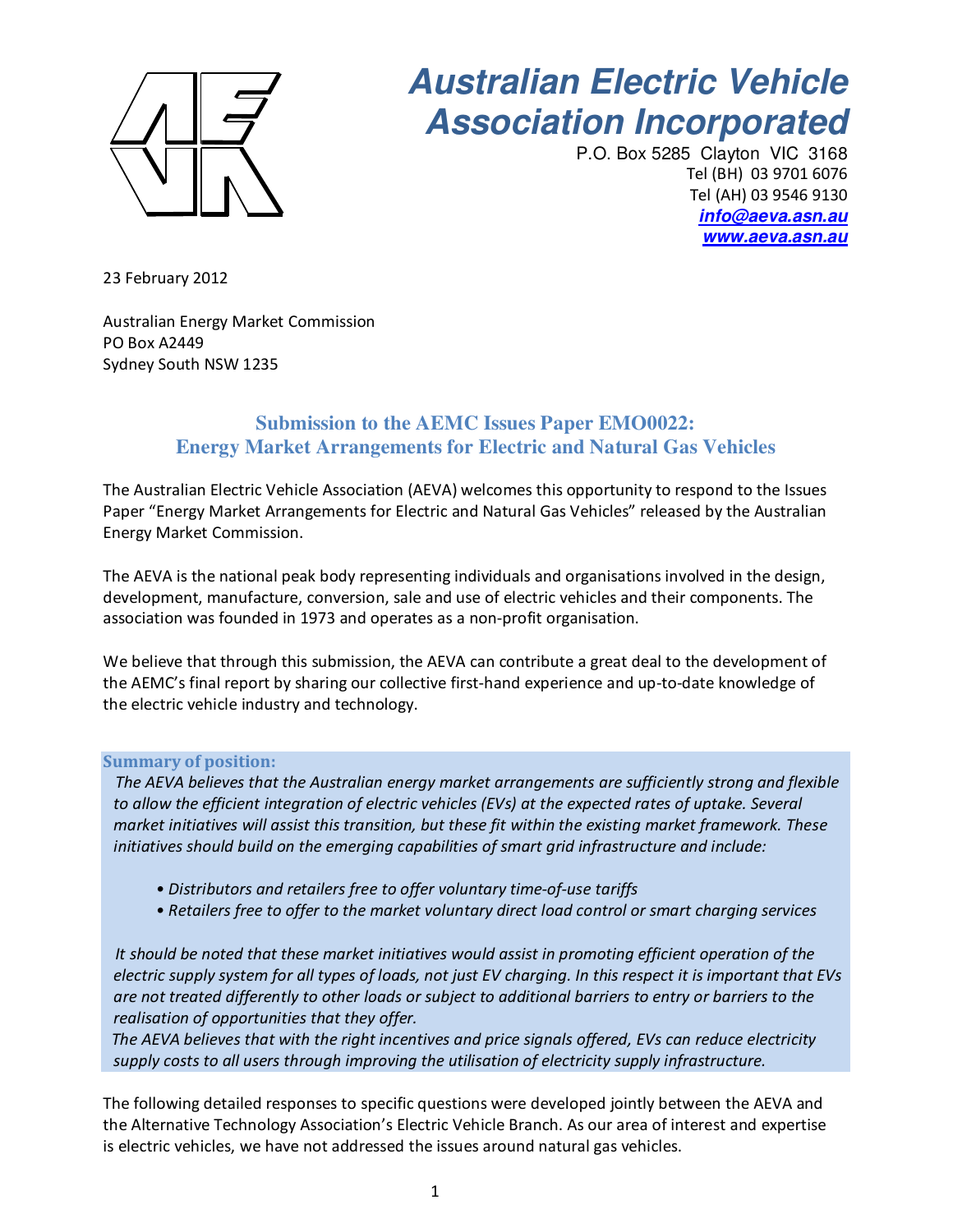# Australian Electric Vehicle Association Incorporated

P.O. Box 5285 Clayton VIC 3168
Tel (BH) 03 9701 6076
Tel (AH) 03 9546 9130
***info@aeva.asn.au***
***www.aeva.asn.au***

23 February 2012

Australian Energy Market Commission
PO Box A2449
Sydney South NSW 1235

## Submission to the AEMC Issues Paper EMO0022: Energy Market Arrangements for Electric and Natural Gas Vehicles

The Australian Electric Vehicle Association (AEVA) welcomes this opportunity to respond to the Issues Paper "Energy Market Arrangements for Electric and Natural Gas Vehicles" released by the Australian Energy Market Commission.

The AEVA is the national peak body representing individuals and organisations involved in the design, development, manufacture, conversion, sale and use of electric vehicles and their components. The association was founded in 1973 and operates as a non-profit organisation.

We believe that through this submission, the AEVA can contribute a great deal to the development of the AEMC's final report by sharing our collective first-hand experience and up-to-date knowledge of the electric vehicle industry and technology.

**Summary of position:**

*The AEVA believes that the Australian energy market arrangements are sufficiently strong and flexible to allow the efficient integration of electric vehicles (EVs) at the expected rates of uptake. Several market initiatives will assist this transition, but these fit within the existing market framework. These initiatives should build on the emerging capabilities of smart grid infrastructure and include:*

- *Distributors and retailers free to offer voluntary time-of-use tariffs*
- *Retailers free to offer to the market voluntary direct load control or smart charging services*

*It should be noted that these market initiatives would assist in promoting efficient operation of the electric supply system for all types of loads, not just EV charging. In this respect it is important that EVs are not treated differently to other loads or subject to additional barriers to entry or barriers to the realisation of opportunities that they offer.*

*The AEVA believes that with the right incentives and price signals offered, EVs can reduce electricity supply costs to all users through improving the utilisation of electricity supply infrastructure.*

The following detailed responses to specific questions were developed jointly between the AEVA and the Alternative Technology Association's Electric Vehicle Branch. As our area of interest and expertise is electric vehicles, we have not addressed the issues around natural gas vehicles.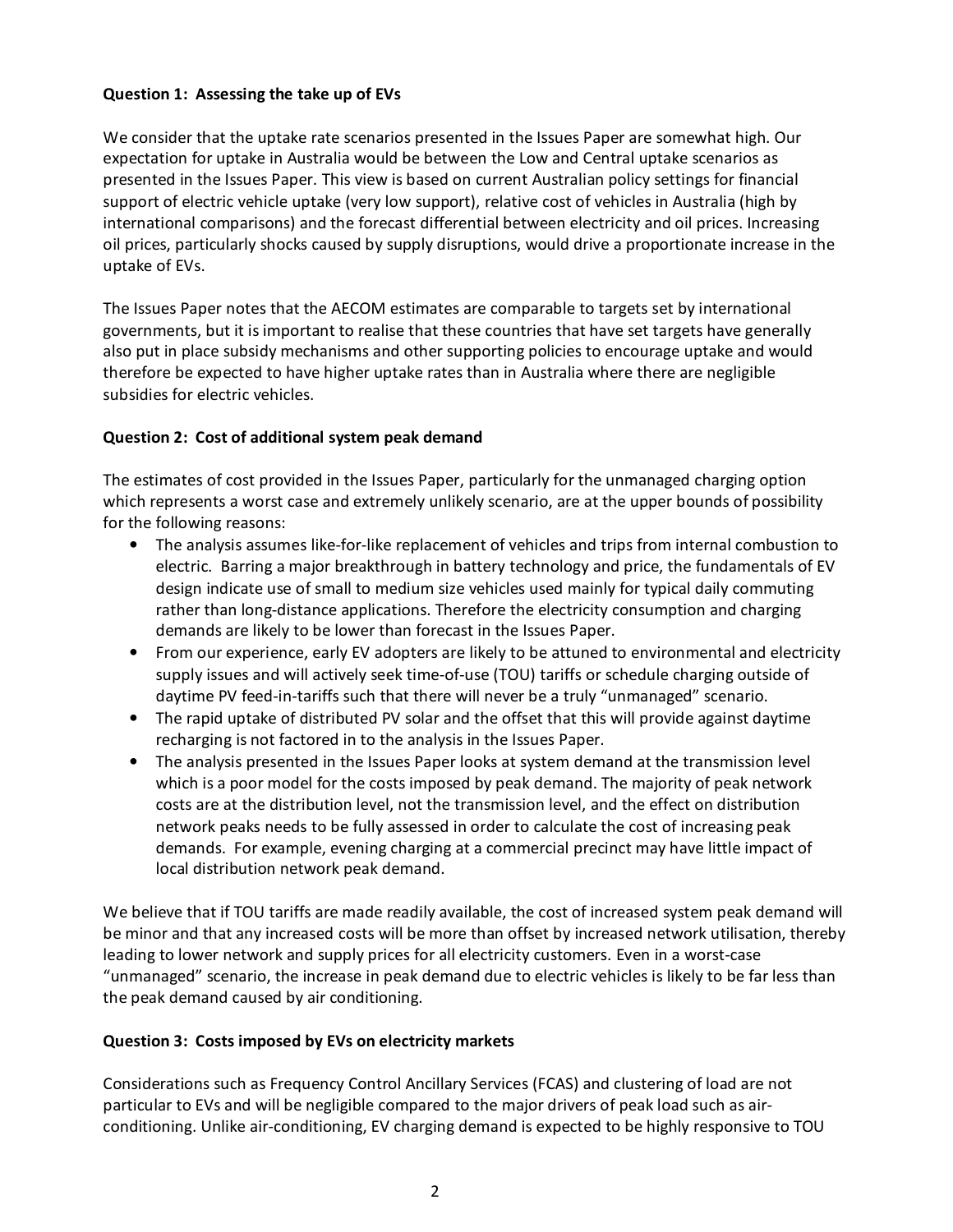**Question 1: Assessing the take up of EVs**

We consider that the uptake rate scenarios presented in the Issues Paper are somewhat high. Our expectation for uptake in Australia would be between the Low and Central uptake scenarios as presented in the Issues Paper. This view is based on current Australian policy settings for financial support of electric vehicle uptake (very low support), relative cost of vehicles in Australia (high by international comparisons) and the forecast differential between electricity and oil prices. Increasing oil prices, particularly shocks caused by supply disruptions, would drive a proportionate increase in the uptake of EVs.

The Issues Paper notes that the AECOM estimates are comparable to targets set by international governments, but it is important to realise that these countries that have set targets have generally also put in place subsidy mechanisms and other supporting policies to encourage uptake and would therefore be expected to have higher uptake rates than in Australia where there are negligible subsidies for electric vehicles.

**Question 2: Cost of additional system peak demand**

The estimates of cost provided in the Issues Paper, particularly for the unmanaged charging option which represents a worst case and extremely unlikely scenario, are at the upper bounds of possibility for the following reasons:

- The analysis assumes like-for-like replacement of vehicles and trips from internal combustion to electric. Barring a major breakthrough in battery technology and price, the fundamentals of EV design indicate use of small to medium size vehicles used mainly for typical daily commuting rather than long-distance applications. Therefore the electricity consumption and charging demands are likely to be lower than forecast in the Issues Paper.
- From our experience, early EV adopters are likely to be attuned to environmental and electricity supply issues and will actively seek time-of-use (TOU) tariffs or schedule charging outside of daytime PV feed-in-tariffs such that there will never be a truly "unmanaged" scenario.
- The rapid uptake of distributed PV solar and the offset that this will provide against daytime recharging is not factored in to the analysis in the Issues Paper.
- The analysis presented in the Issues Paper looks at system demand at the transmission level which is a poor model for the costs imposed by peak demand. The majority of peak network costs are at the distribution level, not the transmission level, and the effect on distribution network peaks needs to be fully assessed in order to calculate the cost of increasing peak demands. For example, evening charging at a commercial precinct may have little impact of local distribution network peak demand.

We believe that if TOU tariffs are made readily available, the cost of increased system peak demand will be minor and that any increased costs will be more than offset by increased network utilisation, thereby leading to lower network and supply prices for all electricity customers. Even in a worst-case "unmanaged" scenario, the increase in peak demand due to electric vehicles is likely to be far less than the peak demand caused by air conditioning.

**Question 3: Costs imposed by EVs on electricity markets**

Considerations such as Frequency Control Ancillary Services (FCAS) and clustering of load are not particular to EVs and will be negligible compared to the major drivers of peak load such as air-conditioning. Unlike air-conditioning, EV charging demand is expected to be highly responsive to TOU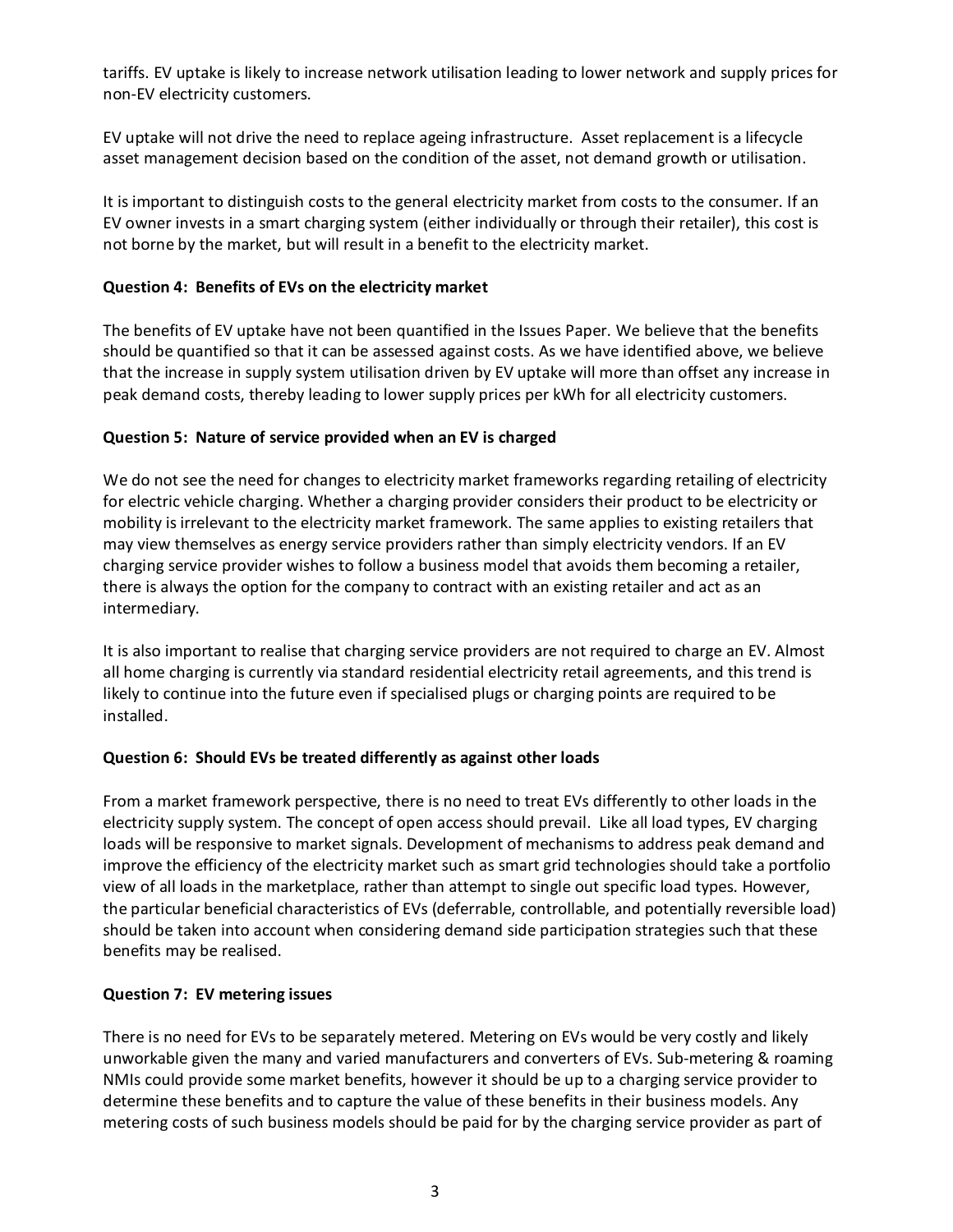tariffs. EV uptake is likely to increase network utilisation leading to lower network and supply prices for non-EV electricity customers.

EV uptake will not drive the need to replace ageing infrastructure. Asset replacement is a lifecycle asset management decision based on the condition of the asset, not demand growth or utilisation.

It is important to distinguish costs to the general electricity market from costs to the consumer. If an EV owner invests in a smart charging system (either individually or through their retailer), this cost is not borne by the market, but will result in a benefit to the electricity market.

**Question 4: Benefits of EVs on the electricity market**

The benefits of EV uptake have not been quantified in the Issues Paper. We believe that the benefits should be quantified so that it can be assessed against costs. As we have identified above, we believe that the increase in supply system utilisation driven by EV uptake will more than offset any increase in peak demand costs, thereby leading to lower supply prices per kWh for all electricity customers.

**Question 5: Nature of service provided when an EV is charged**

We do not see the need for changes to electricity market frameworks regarding retailing of electricity for electric vehicle charging. Whether a charging provider considers their product to be electricity or mobility is irrelevant to the electricity market framework. The same applies to existing retailers that may view themselves as energy service providers rather than simply electricity vendors. If an EV charging service provider wishes to follow a business model that avoids them becoming a retailer, there is always the option for the company to contract with an existing retailer and act as an intermediary.

It is also important to realise that charging service providers are not required to charge an EV. Almost all home charging is currently via standard residential electricity retail agreements, and this trend is likely to continue into the future even if specialised plugs or charging points are required to be installed.

**Question 6: Should EVs be treated differently as against other loads**

From a market framework perspective, there is no need to treat EVs differently to other loads in the electricity supply system. The concept of open access should prevail. Like all load types, EV charging loads will be responsive to market signals. Development of mechanisms to address peak demand and improve the efficiency of the electricity market such as smart grid technologies should take a portfolio view of all loads in the marketplace, rather than attempt to single out specific load types. However, the particular beneficial characteristics of EVs (deferrable, controllable, and potentially reversible load) should be taken into account when considering demand side participation strategies such that these benefits may be realised.

**Question 7: EV metering issues**

There is no need for EVs to be separately metered. Metering on EVs would be very costly and likely unworkable given the many and varied manufacturers and converters of EVs. Sub-metering & roaming NMIs could provide some market benefits, however it should be up to a charging service provider to determine these benefits and to capture the value of these benefits in their business models. Any metering costs of such business models should be paid for by the charging service provider as part of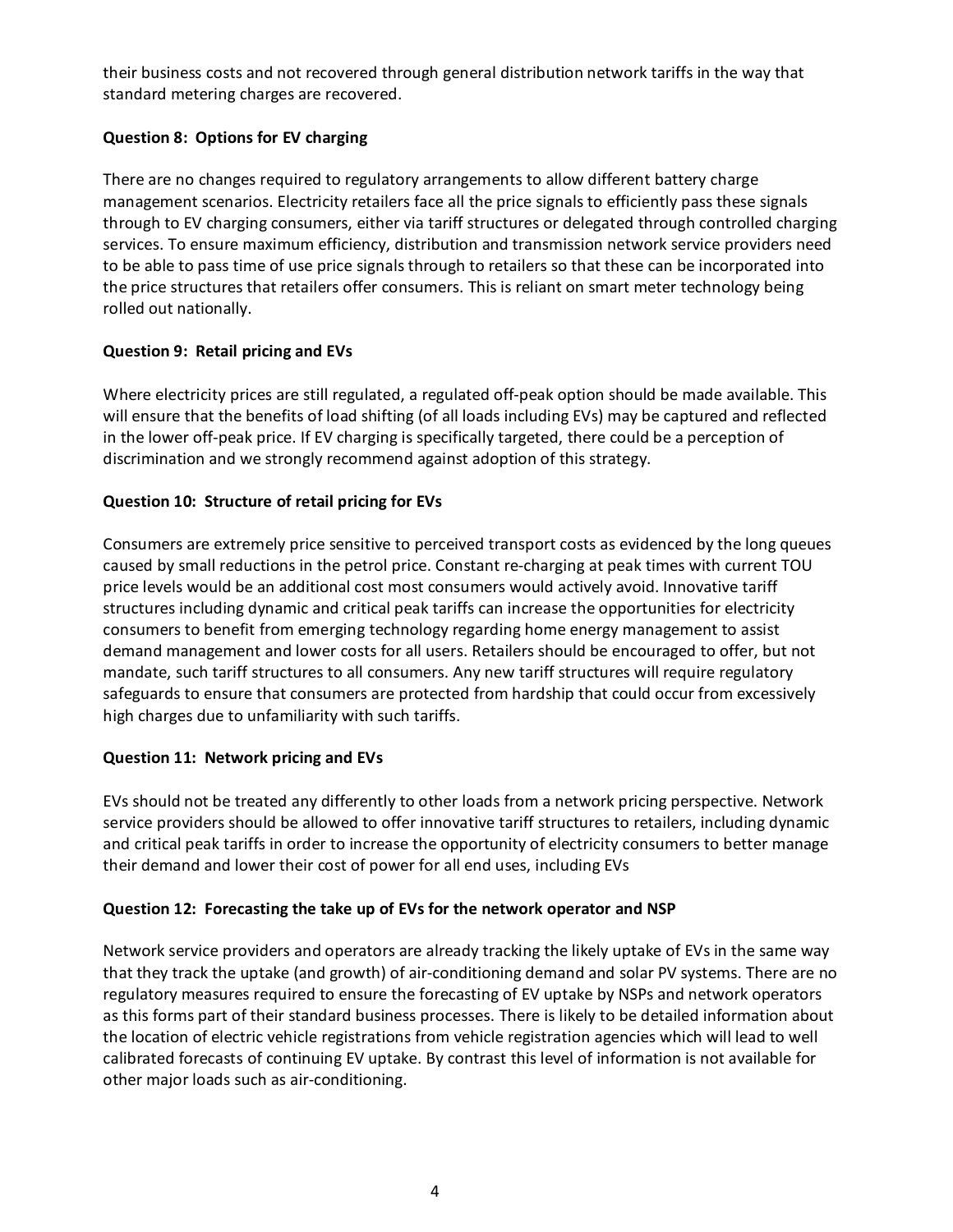their business costs and not recovered through general distribution network tariffs in the way that standard metering charges are recovered.

**Question 8: Options for EV charging**

There are no changes required to regulatory arrangements to allow different battery charge management scenarios. Electricity retailers face all the price signals to efficiently pass these signals through to EV charging consumers, either via tariff structures or delegated through controlled charging services. To ensure maximum efficiency, distribution and transmission network service providers need to be able to pass time of use price signals through to retailers so that these can be incorporated into the price structures that retailers offer consumers. This is reliant on smart meter technology being rolled out nationally.

**Question 9: Retail pricing and EVs**

Where electricity prices are still regulated, a regulated off-peak option should be made available. This will ensure that the benefits of load shifting (of all loads including EVs) may be captured and reflected in the lower off-peak price. If EV charging is specifically targeted, there could be a perception of discrimination and we strongly recommend against adoption of this strategy.

**Question 10: Structure of retail pricing for EVs**

Consumers are extremely price sensitive to perceived transport costs as evidenced by the long queues caused by small reductions in the petrol price. Constant re-charging at peak times with current TOU price levels would be an additional cost most consumers would actively avoid. Innovative tariff structures including dynamic and critical peak tariffs can increase the opportunities for electricity consumers to benefit from emerging technology regarding home energy management to assist demand management and lower costs for all users. Retailers should be encouraged to offer, but not mandate, such tariff structures to all consumers. Any new tariff structures will require regulatory safeguards to ensure that consumers are protected from hardship that could occur from excessively high charges due to unfamiliarity with such tariffs.

**Question 11: Network pricing and EVs**

EVs should not be treated any differently to other loads from a network pricing perspective. Network service providers should be allowed to offer innovative tariff structures to retailers, including dynamic and critical peak tariffs in order to increase the opportunity of electricity consumers to better manage their demand and lower their cost of power for all end uses, including EVs

**Question 12: Forecasting the take up of EVs for the network operator and NSP**

Network service providers and operators are already tracking the likely uptake of EVs in the same way that they track the uptake (and growth) of air-conditioning demand and solar PV systems. There are no regulatory measures required to ensure the forecasting of EV uptake by NSPs and network operators as this forms part of their standard business processes. There is likely to be detailed information about the location of electric vehicle registrations from vehicle registration agencies which will lead to well calibrated forecasts of continuing EV uptake. By contrast this level of information is not available for other major loads such as air-conditioning.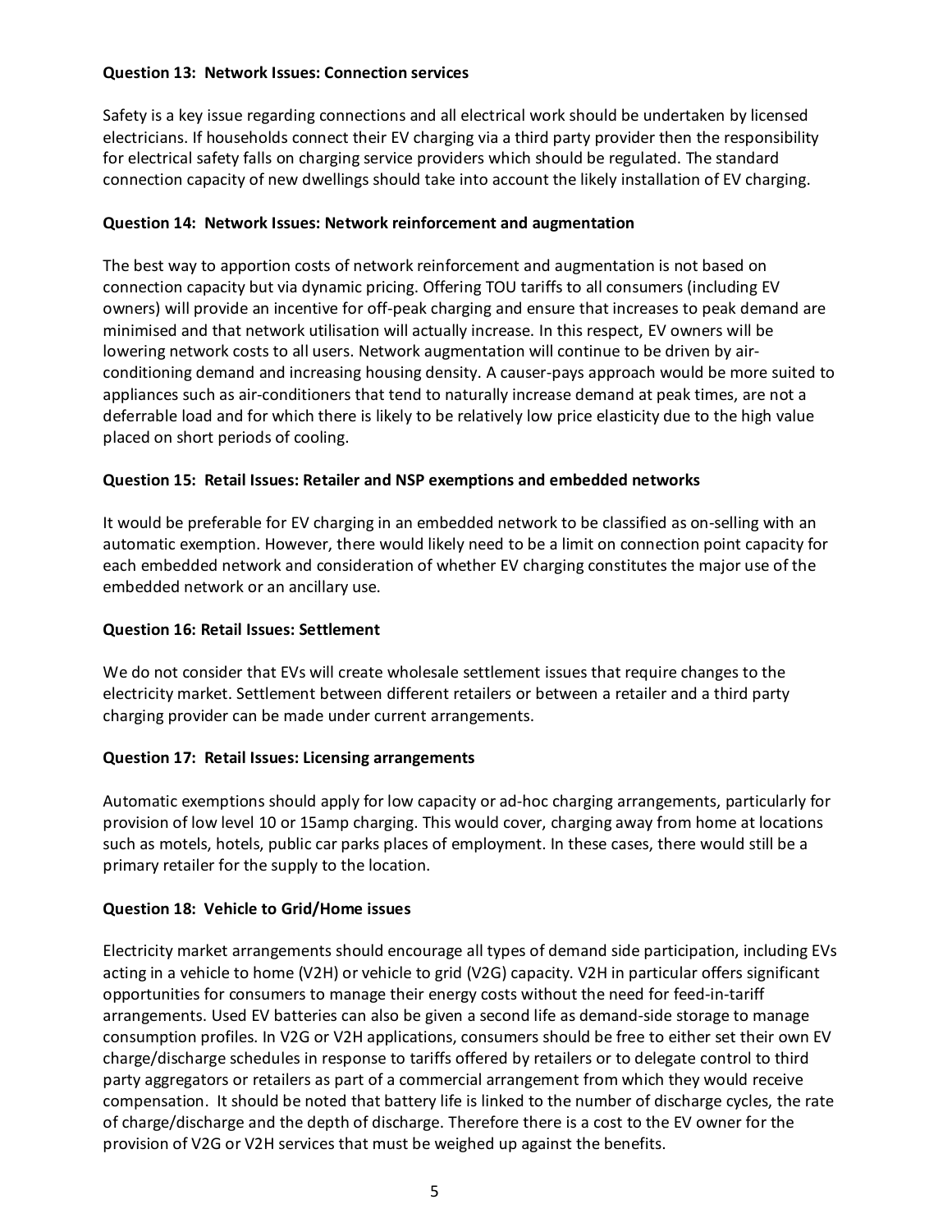**Question 13: Network Issues: Connection services**

Safety is a key issue regarding connections and all electrical work should be undertaken by licensed electricians. If households connect their EV charging via a third party provider then the responsibility for electrical safety falls on charging service providers which should be regulated. The standard connection capacity of new dwellings should take into account the likely installation of EV charging.

**Question 14: Network Issues: Network reinforcement and augmentation**

The best way to apportion costs of network reinforcement and augmentation is not based on connection capacity but via dynamic pricing. Offering TOU tariffs to all consumers (including EV owners) will provide an incentive for off-peak charging and ensure that increases to peak demand are minimised and that network utilisation will actually increase. In this respect, EV owners will be lowering network costs to all users. Network augmentation will continue to be driven by air-conditioning demand and increasing housing density. A causer-pays approach would be more suited to appliances such as air-conditioners that tend to naturally increase demand at peak times, are not a deferrable load and for which there is likely to be relatively low price elasticity due to the high value placed on short periods of cooling.

**Question 15: Retail Issues: Retailer and NSP exemptions and embedded networks**

It would be preferable for EV charging in an embedded network to be classified as on-selling with an automatic exemption. However, there would likely need to be a limit on connection point capacity for each embedded network and consideration of whether EV charging constitutes the major use of the embedded network or an ancillary use.

**Question 16: Retail Issues: Settlement**

We do not consider that EVs will create wholesale settlement issues that require changes to the electricity market. Settlement between different retailers or between a retailer and a third party charging provider can be made under current arrangements.

**Question 17: Retail Issues: Licensing arrangements**

Automatic exemptions should apply for low capacity or ad-hoc charging arrangements, particularly for provision of low level 10 or 15amp charging. This would cover, charging away from home at locations such as motels, hotels, public car parks places of employment. In these cases, there would still be a primary retailer for the supply to the location.

**Question 18: Vehicle to Grid/Home issues**

Electricity market arrangements should encourage all types of demand side participation, including EVs acting in a vehicle to home (V2H) or vehicle to grid (V2G) capacity. V2H in particular offers significant opportunities for consumers to manage their energy costs without the need for feed-in-tariff arrangements. Used EV batteries can also be given a second life as demand-side storage to manage consumption profiles. In V2G or V2H applications, consumers should be free to either set their own EV charge/discharge schedules in response to tariffs offered by retailers or to delegate control to third party aggregators or retailers as part of a commercial arrangement from which they would receive compensation. It should be noted that battery life is linked to the number of discharge cycles, the rate of charge/discharge and the depth of discharge. Therefore there is a cost to the EV owner for the provision of V2G or V2H services that must be weighed up against the benefits.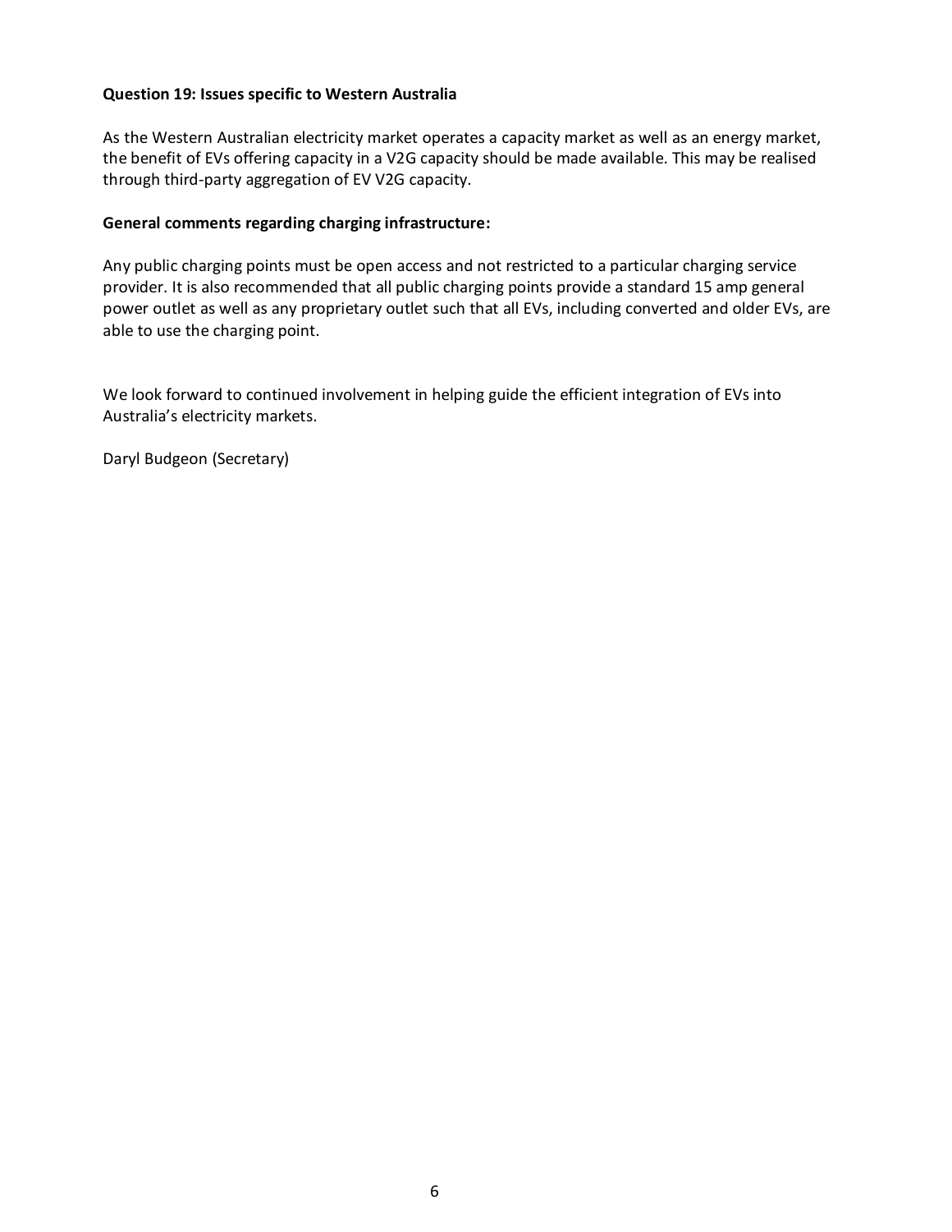**Question 19: Issues specific to Western Australia**

As the Western Australian electricity market operates a capacity market as well as an energy market, the benefit of EVs offering capacity in a V2G capacity should be made available. This may be realised through third-party aggregation of EV V2G capacity.

**General comments regarding charging infrastructure:**

Any public charging points must be open access and not restricted to a particular charging service provider. It is also recommended that all public charging points provide a standard 15 amp general power outlet as well as any proprietary outlet such that all EVs, including converted and older EVs, are able to use the charging point.

We look forward to continued involvement in helping guide the efficient integration of EVs into Australia's electricity markets.

Daryl Budgeon (Secretary)